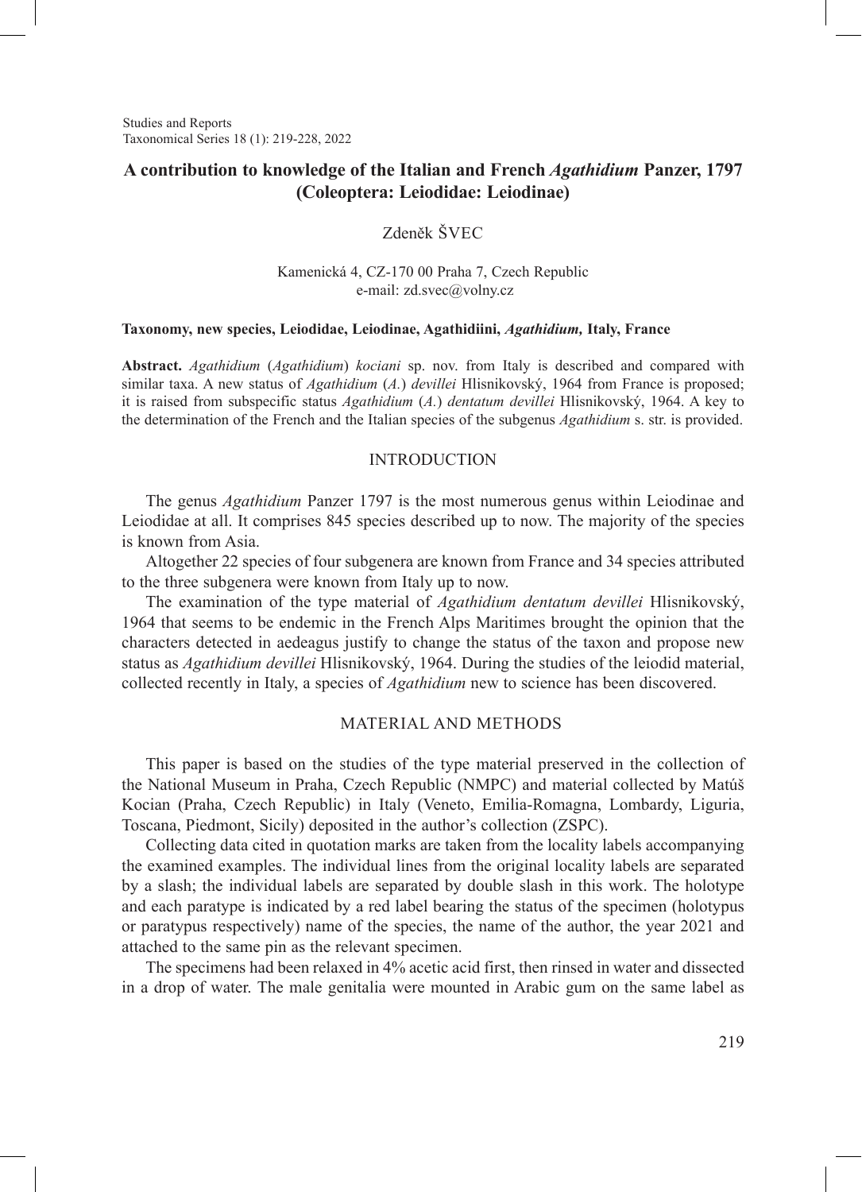# A contribution to knowledge of the Italian and French *Agathidium* Panzer, 1797 (Coleoptera: Leiodidae: Leiodinae)

Zdeněk ŠVEC

Kamenická 4, CZ-170 00 Praha 7, Czech Republic
e-mail: zd.svec@volny.cz

**Taxonomy, new species, Leiodidae, Leiodinae, Agathidiini, *Agathidium,* Italy, France**

**Abstract.** *Agathidium* (*Agathidium*) *kociani* sp. nov. from Italy is described and compared with similar taxa. A new status of *Agathidium* (*A.*) *devillei* Hlisnikovský, 1964 from France is proposed; it is raised from subspecific status *Agathidium* (*A.*) *dentatum devillei* Hlisnikovský, 1964. A key to the determination of the French and the Italian species of the subgenus *Agathidium* s. str. is provided.

## INTRODUCTION

The genus *Agathidium* Panzer 1797 is the most numerous genus within Leiodinae and Leiodidae at all. It comprises 845 species described up to now. The majority of the species is known from Asia.

Altogether 22 species of four subgenera are known from France and 34 species attributed to the three subgenera were known from Italy up to now.

The examination of the type material of *Agathidium dentatum devillei* Hlisnikovský, 1964 that seems to be endemic in the French Alps Maritimes brought the opinion that the characters detected in aedeagus justify to change the status of the taxon and propose new status as *Agathidium devillei* Hlisnikovský, 1964. During the studies of the leiodid material, collected recently in Italy, a species of *Agathidium* new to science has been discovered.

## MATERIAL AND METHODS

This paper is based on the studies of the type material preserved in the collection of the National Museum in Praha, Czech Republic (NMPC) and material collected by Matúš Kocian (Praha, Czech Republic) in Italy (Veneto, Emilia-Romagna, Lombardy, Liguria, Toscana, Piedmont, Sicily) deposited in the author's collection (ZSPC).

Collecting data cited in quotation marks are taken from the locality labels accompanying the examined examples. The individual lines from the original locality labels are separated by a slash; the individual labels are separated by double slash in this work. The holotype and each paratype is indicated by a red label bearing the status of the specimen (holotypus or paratypus respectively) name of the species, the name of the author, the year 2021 and attached to the same pin as the relevant specimen.

The specimens had been relaxed in 4% acetic acid first, then rinsed in water and dissected in a drop of water. The male genitalia were mounted in Arabic gum on the same label as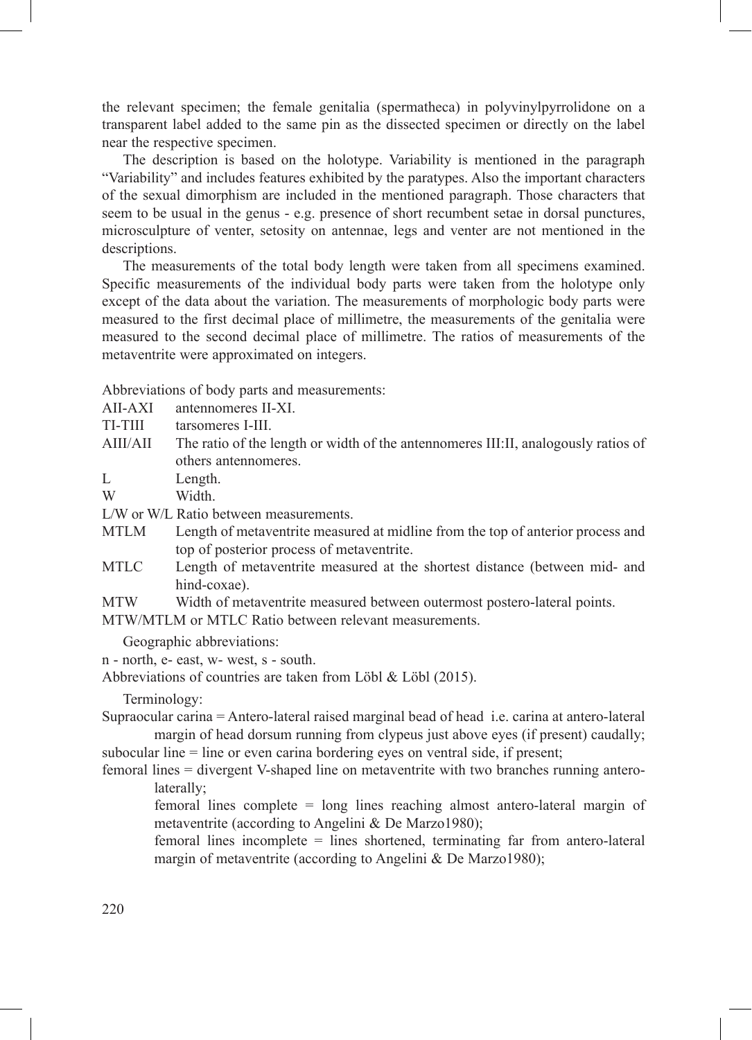the relevant specimen; the female genitalia (spermatheca) in polyvinylpyrrolidone on a transparent label added to the same pin as the dissected specimen or directly on the label near the respective specimen.

The description is based on the holotype. Variability is mentioned in the paragraph "Variability" and includes features exhibited by the paratypes. Also the important characters of the sexual dimorphism are included in the mentioned paragraph. Those characters that seem to be usual in the genus - e.g. presence of short recumbent setae in dorsal punctures, microsculpture of venter, setosity on antennae, legs and venter are not mentioned in the descriptions.

The measurements of the total body length were taken from all specimens examined. Specific measurements of the individual body parts were taken from the holotype only except of the data about the variation. The measurements of morphologic body parts were measured to the first decimal place of millimetre, the measurements of the genitalia were measured to the second decimal place of millimetre. The ratios of measurements of the metaventrite were approximated on integers.

Abbreviations of body parts and measurements:

AII-AXI antennomeres II-XI.

TI-TIII tarsomeres I-III.

AIII/AII The ratio of the length or width of the antennomeres III:II, analogously ratios of others antennomeres.

L Length.

W Width.

L/W or W/L Ratio between measurements.

MTLM Length of metaventrite measured at midline from the top of anterior process and top of posterior process of metaventrite.

MTLC Length of metaventrite measured at the shortest distance (between mid- and hind-coxae).

MTW Width of metaventrite measured between outermost postero-lateral points.

MTW/MTLM or MTLC Ratio between relevant measurements.

Geographic abbreviations:

n - north, e- east, w- west, s - south.

Abbreviations of countries are taken from Löbl & Löbl (2015).

Terminology:

Supraocular carina = Antero-lateral raised marginal bead of head i.e. carina at antero-lateral margin of head dorsum running from clypeus just above eyes (if present) caudally;

subocular line = line or even carina bordering eyes on ventral side, if present;

femoral lines = divergent V-shaped line on metaventrite with two branches running antero-laterally;

femoral lines complete = long lines reaching almost antero-lateral margin of metaventrite (according to Angelini & De Marzo1980);

femoral lines incomplete = lines shortened, terminating far from antero-lateral margin of metaventrite (according to Angelini & De Marzo1980);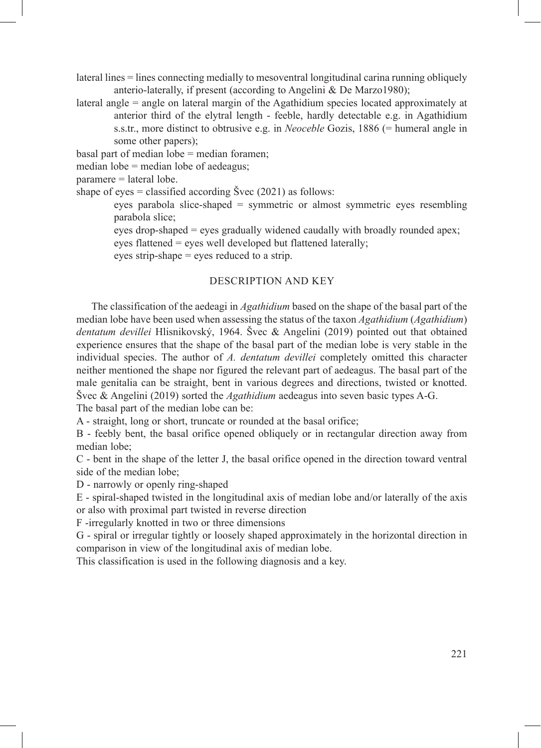lateral lines = lines connecting medially to mesoventral longitudinal carina running obliquely anterio-laterally, if present (according to Angelini & De Marzo1980);

lateral angle = angle on lateral margin of the Agathidium species located approximately at anterior third of the elytral length - feeble, hardly detectable e.g. in Agathidium s.s.tr., more distinct to obtrusive e.g. in *Neoceble* Gozis, 1886 (= humeral angle in some other papers);

basal part of median lobe = median foramen;

median lobe = median lobe of aedeagus;

paramere = lateral lobe.

shape of eyes = classified according Švec (2021) as follows:

eyes parabola slice-shaped = symmetric or almost symmetric eyes resembling parabola slice;

eyes drop-shaped = eyes gradually widened caudally with broadly rounded apex;

eyes flattened = eyes well developed but flattened laterally;

eyes strip-shape = eyes reduced to a strip.

## DESCRIPTION AND KEY

The classification of the aedeagi in *Agathidium* based on the shape of the basal part of the median lobe have been used when assessing the status of the taxon *Agathidium* (*Agathidium*) *dentatum devillei* Hlisnikovský, 1964. Švec & Angelini (2019) pointed out that obtained experience ensures that the shape of the basal part of the median lobe is very stable in the individual species. The author of *A. dentatum devillei* completely omitted this character neither mentioned the shape nor figured the relevant part of aedeagus. The basal part of the male genitalia can be straight, bent in various degrees and directions, twisted or knotted. Švec & Angelini (2019) sorted the *Agathidium* aedeagus into seven basic types A-G.

The basal part of the median lobe can be:

A - straight, long or short, truncate or rounded at the basal orifice;

B - feebly bent, the basal orifice opened obliquely or in rectangular direction away from median lobe;

C - bent in the shape of the letter J, the basal orifice opened in the direction toward ventral side of the median lobe;

D - narrowly or openly ring-shaped

E - spiral-shaped twisted in the longitudinal axis of median lobe and/or laterally of the axis or also with proximal part twisted in reverse direction

F -irregularly knotted in two or three dimensions

G - spiral or irregular tightly or loosely shaped approximately in the horizontal direction in comparison in view of the longitudinal axis of median lobe.

This classification is used in the following diagnosis and a key.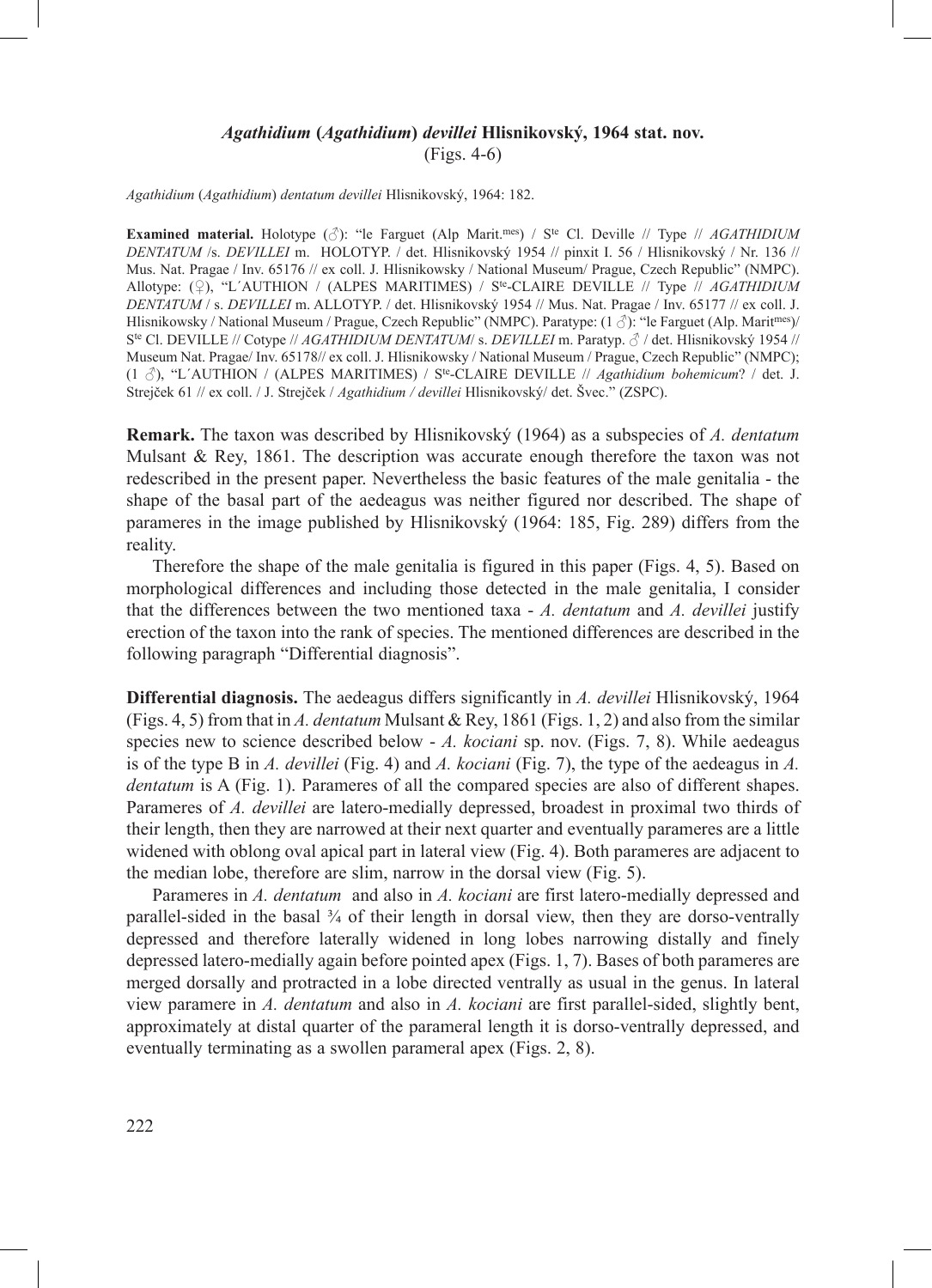### *Agathidium* (*Agathidium*) *devillei* Hlisnikovský, 1964 stat. nov.

(Figs. 4-6)

*Agathidium* (*Agathidium*) *dentatum devillei* Hlisnikovský, 1964: 182.

**Examined material.** Holotype (♂): "le Farguet (Alp Marit.mes) / Ste Cl. Deville // Type // *AGATHIDIUM DENTATUM* /s. *DEVILLEI* m. HOLOTYP. / det. Hlisnikovský 1954 // pinxit I. 56 / Hlisnikovský / Nr. 136 // Mus. Nat. Pragae / Inv. 65176 // ex coll. J. Hlisnikowsky / National Museum/ Prague, Czech Republic" (NMPC). Allotype: (♀), "L´AUTHION / (ALPES MARITIMES) / Ste-CLAIRE DEVILLE // Type // *AGATHIDIUM DENTATUM* / s. *DEVILLEI* m. ALLOTYP. / det. Hlisnikovský 1954 // Mus. Nat. Pragae / Inv. 65177 // ex coll. J. Hlisnikowsky / National Museum / Prague, Czech Republic" (NMPC). Paratype: (1 ♂): "le Farguet (Alp. Maritmes)/ Ste Cl. DEVILLE // Cotype // *AGATHIDIUM DENTATUM*/ s. *DEVILLEI* m. Paratyp. ♂ / det. Hlisnikovský 1954 // Museum Nat. Pragae/ Inv. 65178// ex coll. J. Hlisnikowsky / National Museum / Prague, Czech Republic" (NMPC); (1 ♂), "L´AUTHION / (ALPES MARITIMES) / Ste-CLAIRE DEVILLE // *Agathidium bohemicum*? / det. J. Strejček 61 // ex coll. / J. Strejček / *Agathidium / devillei* Hlisnikovský/ det. Švec." (ZSPC).

**Remark.** The taxon was described by Hlisnikovský (1964) as a subspecies of *A. dentatum* Mulsant & Rey, 1861. The description was accurate enough therefore the taxon was not redescribed in the present paper. Nevertheless the basic features of the male genitalia - the shape of the basal part of the aedeagus was neither figured nor described. The shape of parameres in the image published by Hlisnikovský (1964: 185, Fig. 289) differs from the reality.

Therefore the shape of the male genitalia is figured in this paper (Figs. 4, 5). Based on morphological differences and including those detected in the male genitalia, I consider that the differences between the two mentioned taxa - *A. dentatum* and *A. devillei* justify erection of the taxon into the rank of species. The mentioned differences are described in the following paragraph "Differential diagnosis".

**Differential diagnosis.** The aedeagus differs significantly in *A. devillei* Hlisnikovský, 1964 (Figs. 4, 5) from that in *A. dentatum* Mulsant & Rey, 1861 (Figs. 1, 2) and also from the similar species new to science described below - *A. kociani* sp. nov. (Figs. 7, 8). While aedeagus is of the type B in *A. devillei* (Fig. 4) and *A. kociani* (Fig. 7), the type of the aedeagus in *A. dentatum* is A (Fig. 1). Parameres of all the compared species are also of different shapes. Parameres of *A. devillei* are latero-medially depressed, broadest in proximal two thirds of their length, then they are narrowed at their next quarter and eventually parameres are a little widened with oblong oval apical part in lateral view (Fig. 4). Both parameres are adjacent to the median lobe, therefore are slim, narrow in the dorsal view (Fig. 5).

Parameres in *A. dentatum* and also in *A. kociani* are first latero-medially depressed and parallel-sided in the basal ¾ of their length in dorsal view, then they are dorso-ventrally depressed and therefore laterally widened in long lobes narrowing distally and finely depressed latero-medially again before pointed apex (Figs. 1, 7). Bases of both parameres are merged dorsally and protracted in a lobe directed ventrally as usual in the genus. In lateral view paramere in *A. dentatum* and also in *A. kociani* are first parallel-sided, slightly bent, approximately at distal quarter of the parameral length it is dorso-ventrally depressed, and eventually terminating as a swollen parameral apex (Figs. 2, 8).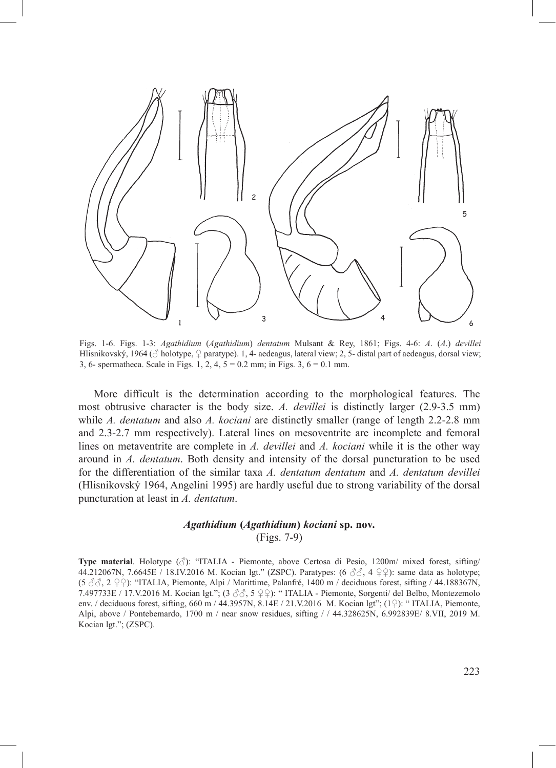Figs. 1-6. Figs. 1-3: *Agathidium* (*Agathidium*) *dentatum* Mulsant & Rey, 1861; Figs. 4-6: *A*. (*A*.) *devillei* Hlisnikovský, 1964 (♂ holotype, ♀ paratype). 1, 4- aedeagus, lateral view; 2, 5- distal part of aedeagus, dorsal view; 3, 6- spermatheca. Scale in Figs. 1, 2, 4, 5 = 0.2 mm; in Figs. 3, 6 = 0.1 mm.

More difficult is the determination according to the morphological features. The most obtrusive character is the body size. *A. devillei* is distinctly larger (2.9-3.5 mm) while *A. dentatum* and also *A. kociani* are distinctly smaller (range of length 2.2-2.8 mm and 2.3-2.7 mm respectively). Lateral lines on mesoventrite are incomplete and femoral lines on metaventrite are complete in *A. devillei* and *A. kociani* while it is the other way around in *A. dentatum*. Both density and intensity of the dorsal puncturation to be used for the differentiation of the similar taxa *A. dentatum dentatum* and *A. dentatum devillei* (Hlisnikovský 1964, Angelini 1995) are hardly useful due to strong variability of the dorsal puncturation at least in *A. dentatum*.

## *Agathidium* (*Agathidium*) *kociani* sp. nov.

(Figs. 7-9)

**Type material**. Holotype (♂): "ITALIA - Piemonte, above Certosa di Pesio, 1200m/ mixed forest, sifting/ 44.212067N, 7.6645E / 18.IV.2016 M. Kocian lgt." (ZSPC). Paratypes: (6 ♂♂, 4 ♀♀): same data as holotype; (5 ♂♂, 2 ♀♀): "ITALIA, Piemonte, Alpi / Marittime, Palanfré, 1400 m / deciduous forest, sifting / 44.188367N, 7.497733E / 17.V.2016 M. Kocian lgt."; (3 ♂♂, 5 ♀♀): " ITALIA - Piemonte, Sorgenti/ del Belbo, Montezemolo env. / deciduous forest, sifting, 660 m / 44.3957N, 8.14E / 21.V.2016 M. Kocian lgt"; (1♀): " ITALIA, Piemonte, Alpi, above / Pontebemardo, 1700 m / near snow residues, sifting / / 44.328625N, 6.992839E/ 8.VII, 2019 M. Kocian lgt."; (ZSPC).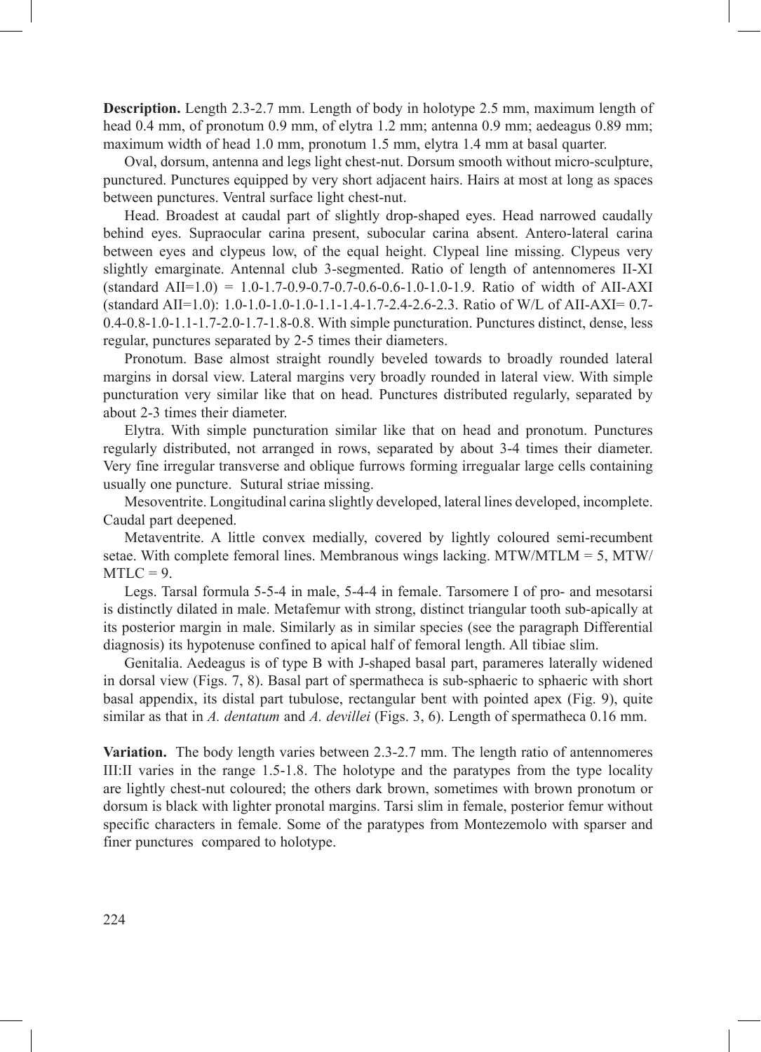**Description.** Length 2.3-2.7 mm. Length of body in holotype 2.5 mm, maximum length of head 0.4 mm, of pronotum 0.9 mm, of elytra 1.2 mm; antenna 0.9 mm; aedeagus 0.89 mm; maximum width of head 1.0 mm, pronotum 1.5 mm, elytra 1.4 mm at basal quarter.

Oval, dorsum, antenna and legs light chest-nut. Dorsum smooth without micro-sculpture, punctured. Punctures equipped by very short adjacent hairs. Hairs at most at long as spaces between punctures. Ventral surface light chest-nut.

Head. Broadest at caudal part of slightly drop-shaped eyes. Head narrowed caudally behind eyes. Supraocular carina present, subocular carina absent. Antero-lateral carina between eyes and clypeus low, of the equal height. Clypeal line missing. Clypeus very slightly emarginate. Antennal club 3-segmented. Ratio of length of antennomeres II-XI (standard AII=1.0) = 1.0-1.7-0.9-0.7-0.7-0.6-0.6-1.0-1.0-1.9. Ratio of width of AII-AXI (standard AII=1.0): 1.0-1.0-1.0-1.0-1.1-1.4-1.7-2.4-2.6-2.3. Ratio of W/L of AII-AXI= 0.7-0.4-0.8-1.0-1.1-1.7-2.0-1.7-1.8-0.8. With simple puncturation. Punctures distinct, dense, less regular, punctures separated by 2-5 times their diameters.

Pronotum. Base almost straight roundly beveled towards to broadly rounded lateral margins in dorsal view. Lateral margins very broadly rounded in lateral view. With simple puncturation very similar like that on head. Punctures distributed regularly, separated by about 2-3 times their diameter.

Elytra. With simple puncturation similar like that on head and pronotum. Punctures regularly distributed, not arranged in rows, separated by about 3-4 times their diameter. Very fine irregular transverse and oblique furrows forming irregualar large cells containing usually one puncture. Sutural striae missing.

Mesoventrite. Longitudinal carina slightly developed, lateral lines developed, incomplete. Caudal part deepened.

Metaventrite. A little convex medially, covered by lightly coloured semi-recumbent setae. With complete femoral lines. Membranous wings lacking. MTW/MTLM = 5, MTW/MTLC = 9.

Legs. Tarsal formula 5-5-4 in male, 5-4-4 in female. Tarsomere I of pro- and mesotarsi is distinctly dilated in male. Metafemur with strong, distinct triangular tooth sub-apically at its posterior margin in male. Similarly as in similar species (see the paragraph Differential diagnosis) its hypotenuse confined to apical half of femoral length. All tibiae slim.

Genitalia. Aedeagus is of type B with J-shaped basal part, parameres laterally widened in dorsal view (Figs. 7, 8). Basal part of spermatheca is sub-sphaeric to sphaeric with short basal appendix, its distal part tubulose, rectangular bent with pointed apex (Fig. 9), quite similar as that in *A. dentatum* and *A. devillei* (Figs. 3, 6). Length of spermatheca 0.16 mm.

**Variation.** The body length varies between 2.3-2.7 mm. The length ratio of antennomeres III:II varies in the range 1.5-1.8. The holotype and the paratypes from the type locality are lightly chest-nut coloured; the others dark brown, sometimes with brown pronotum or dorsum is black with lighter pronotal margins. Tarsi slim in female, posterior femur without specific characters in female. Some of the paratypes from Montezemolo with sparser and finer punctures compared to holotype.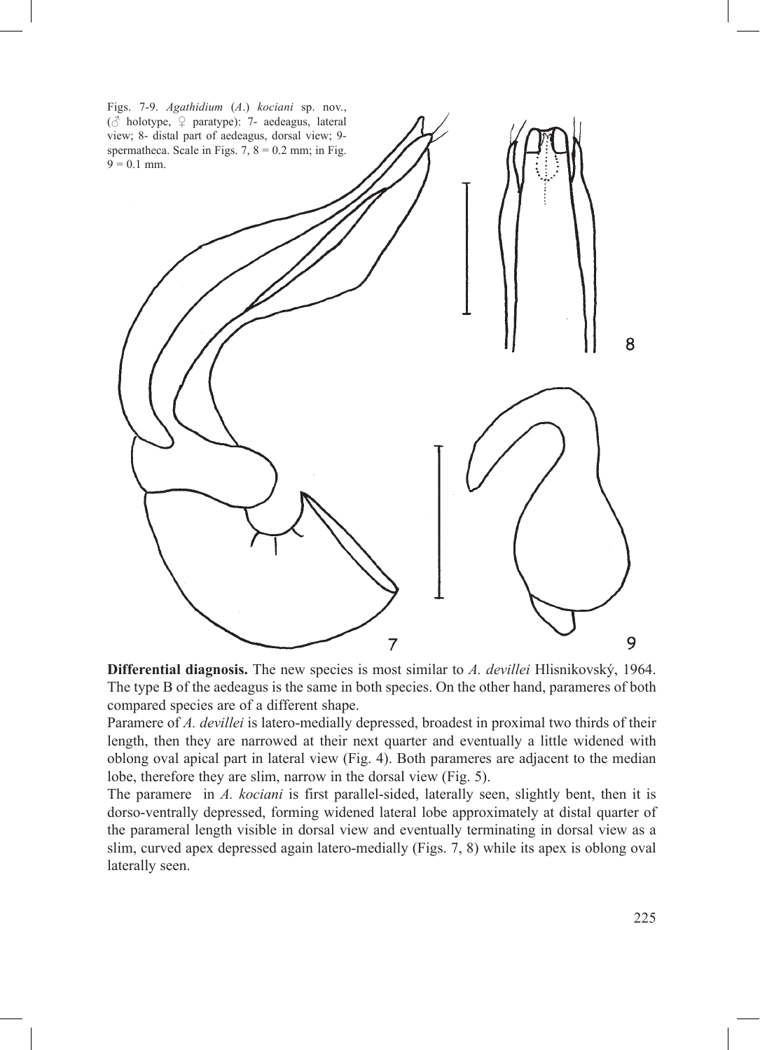Figs. 7-9. *Agathidium* (*A.*) *kociani* sp. nov., (♂ holotype, ♀ paratype): 7- aedeagus, lateral view; 8- distal part of aedeagus, dorsal view; 9- spermatheca. Scale in Figs. 7, 8 = 0.2 mm; in Fig. 9 = 0.1 mm.

**Differential diagnosis.** The new species is most similar to *A. devillei* Hlisnikovský, 1964. The type B of the aedeagus is the same in both species. On the other hand, parameres of both compared species are of a different shape.

Paramere of *A. devillei* is latero-medially depressed, broadest in proximal two thirds of their length, then they are narrowed at their next quarter and eventually a little widened with oblong oval apical part in lateral view (Fig. 4). Both parameres are adjacent to the median lobe, therefore they are slim, narrow in the dorsal view (Fig. 5).

The paramere in *A. kociani* is first parallel-sided, laterally seen, slightly bent, then it is dorso-ventrally depressed, forming widened lateral lobe approximately at distal quarter of the parameral length visible in dorsal view and eventually terminating in dorsal view as a slim, curved apex depressed again latero-medially (Figs. 7, 8) while its apex is oblong oval laterally seen.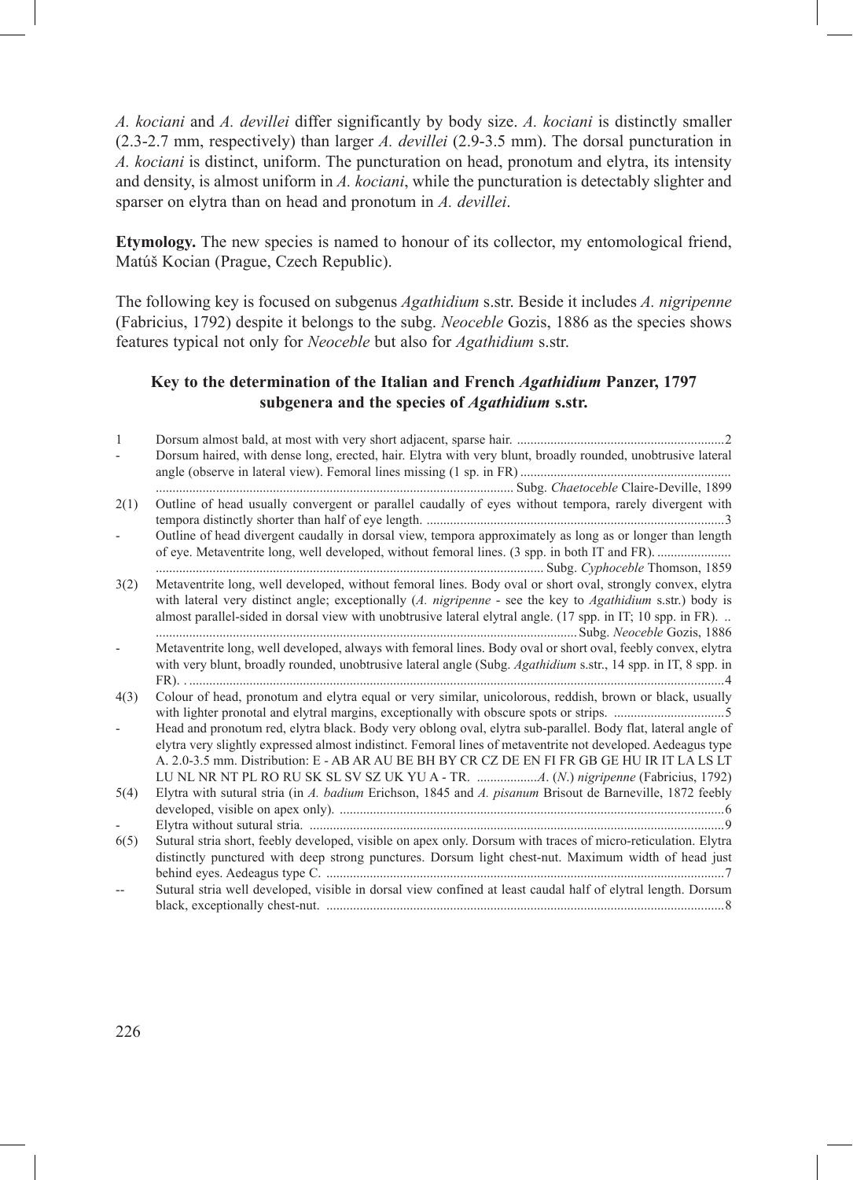*A. kociani* and *A. devillei* differ significantly by body size. *A. kociani* is distinctly smaller (2.3-2.7 mm, respectively) than larger *A. devillei* (2.9-3.5 mm). The dorsal puncturation in *A. kociani* is distinct, uniform. The puncturation on head, pronotum and elytra, its intensity and density, is almost uniform in *A. kociani*, while the puncturation is detectably slighter and sparser on elytra than on head and pronotum in *A. devillei*.

**Etymology.** The new species is named to honour of its collector, my entomological friend, Matúš Kocian (Prague, Czech Republic).

The following key is focused on subgenus *Agathidium* s.str. Beside it includes *A. nigripenne* (Fabricius, 1792) despite it belongs to the subg. *Neoceble* Gozis, 1886 as the species shows features typical not only for *Neoceble* but also for *Agathidium* s.str.

### Key to the determination of the Italian and French *Agathidium* Panzer, 1797 subgenera and the species of *Agathidium* s.str.

1 Dorsum almost bald, at most with very short adjacent, sparse hair. ..........2

\- Dorsum haired, with dense long, erected, hair. Elytra with very blunt, broadly rounded, unobtrusive lateral angle (observe in lateral view). Femoral lines missing (1 sp. in FR) .......... Subg. *Chaetoceble* Claire-Deville, 1899

2(1) Outline of head usually convergent or parallel caudally of eyes without tempora, rarely divergent with tempora distinctly shorter than half of eye length. ..........3

\- Outline of head divergent caudally in dorsal view, tempora approximately as long as or longer than length of eye. Metaventrite long, well developed, without femoral lines. (3 spp. in both IT and FR). .......... Subg. *Cyphoceble* Thomson, 1859

3(2) Metaventrite long, well developed, without femoral lines. Body oval or short oval, strongly convex, elytra with lateral very distinct angle; exceptionally (*A. nigripenne* - see the key to *Agathidium* s.str.) body is almost parallel-sided in dorsal view with unobtrusive lateral elytral angle. (17 spp. in IT; 10 spp. in FR). .......... Subg. *Neoceble* Gozis, 1886

\- Metaventrite long, well developed, always with femoral lines. Body oval or short oval, feebly convex, elytra with very blunt, broadly rounded, unobtrusive lateral angle (Subg. *Agathidium* s.str., 14 spp. in IT, 8 spp. in FR). ..........4

4(3) Colour of head, pronotum and elytra equal or very similar, unicolorous, reddish, brown or black, usually with lighter pronotal and elytral margins, exceptionally with obscure spots or strips. ..........5

\- Head and pronotum red, elytra black. Body very oblong oval, elytra sub-parallel. Body flat, lateral angle of elytra very slightly expressed almost indistinct. Femoral lines of metaventrite not developed. Aedeagus type A. 2.0-3.5 mm. Distribution: E - AB AR AU BE BH BY CR CZ DE EN FI FR GB GE HU IR IT LA LS LT LU NL NR NT PL RO RU SK SL SV SZ UK YU A - TR. ..........*A*. (*N*.) *nigripenne* (Fabricius, 1792)

5(4) Elytra with sutural stria (in *A. badium* Erichson, 1845 and *A. pisanum* Brisout de Barneville, 1872 feebly developed, visible on apex only). ..........6

\- Elytra without sutural stria. ..........9

6(5) Sutural stria short, feebly developed, visible on apex only. Dorsum with traces of micro-reticulation. Elytra distinctly punctured with deep strong punctures. Dorsum light chest-nut. Maximum width of head just behind eyes. Aedeagus type C. ..........7

-- Sutural stria well developed, visible in dorsal view confined at least caudal half of elytral length. Dorsum black, exceptionally chest-nut. ..........8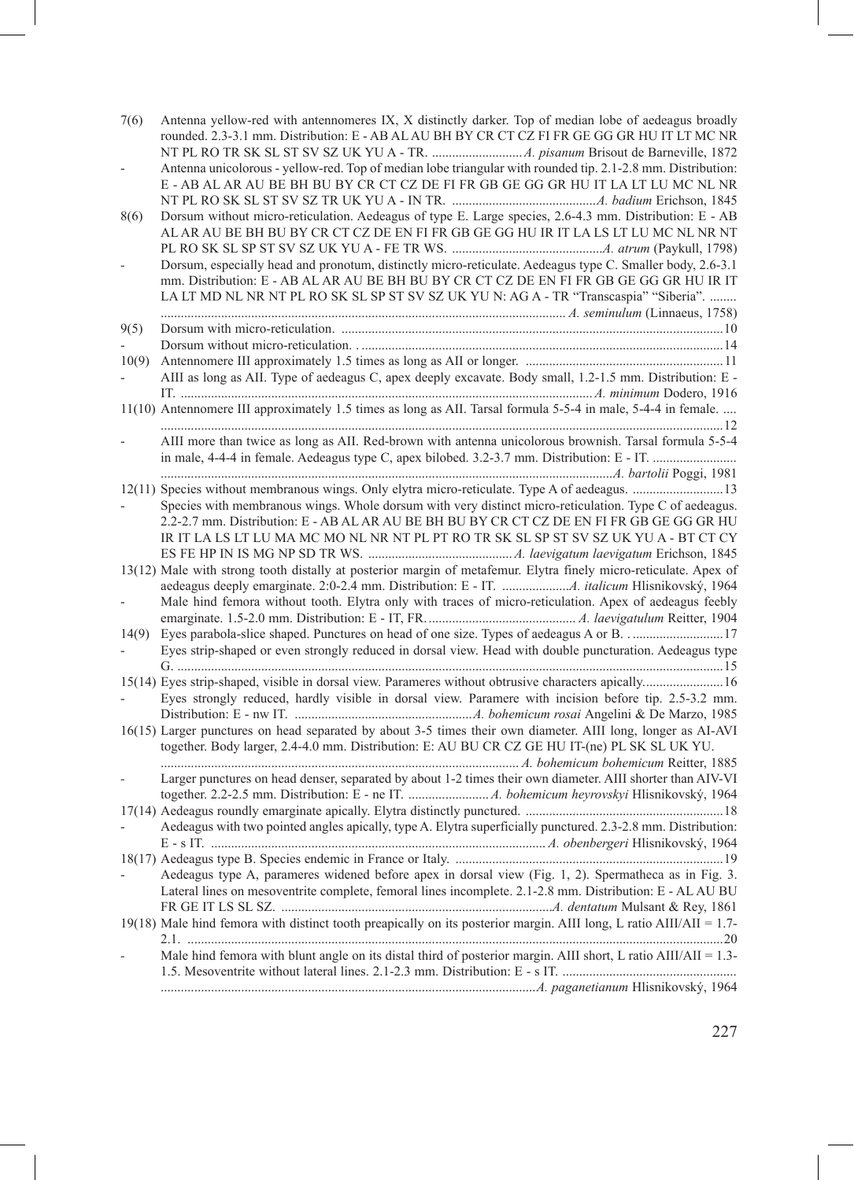7(6) Antenna yellow-red with antennomeres IX, X distinctly darker. Top of median lobe of aedeagus broadly rounded. 2.3-3.1 mm. Distribution: E - AB AL AU BH BY CR CT CZ FI FR GE GG GR HU IT LT MC NR NT PL RO TR SK SL ST SV SZ UK YU A - TR. ........................... *A. pisanum* Brisout de Barneville, 1872

\- Antenna unicolorous - yellow-red. Top of median lobe triangular with rounded tip. 2.1-2.8 mm. Distribution: E - AB AL AR AU BE BH BU BY CR CT CZ DE FI FR GB GE GG GR HU IT LA LT LU MC NL NR NT PL RO SK SL ST SV SZ TR UK YU A - IN TR. ...........................................*A. badium* Erichson, 1845

8(6) Dorsum without micro-reticulation. Aedeagus of type E. Large species, 2.6-4.3 mm. Distribution: E - AB AL AR AU BE BH BU BY CR CT CZ DE EN FI FR GB GE GG HU IR IT LA LS LT LU MC NL NR NT PL RO SK SL SP ST SV SZ UK YU A - FE TR WS. .............................................*A. atrum* (Paykull, 1798)

\- Dorsum, especially head and pronotum, distinctly micro-reticulate. Aedeagus type C. Smaller body, 2.6-3.1 mm. Distribution: E - AB AL AR AU BE BH BU BY CR CT CZ DE EN FI FR GB GE GG GR HU IR IT LA LT MD NL NR NT PL RO SK SL SP ST SV SZ UK YU N: AG A - TR "Transcaspia" "Siberia". ........ .......................................................................................................................... *A. seminulum* (Linnaeus, 1758)

9(5) Dorsum with micro-reticulation. ..................................................................................................................10

\- Dorsum without micro-reticulation. . ...........................................................................................................14

10(9) Antennomere III approximately 1.5 times as long as AII or longer. ..........................................................11

\- AIII as long as AII. Type of aedeagus C, apex deeply excavate. Body small, 1.2-1.5 mm. Distribution: E - IT. ............................................................................................................................*A. minimum* Dodero, 1916

11(10) Antennomere III approximately 1.5 times as long as AII. Tarsal formula 5-5-4 in male, 5-4-4 in female. .... ......................................................................................................................................................12

\- AIII more than twice as long as AII. Red-brown with antenna unicolorous brownish. Tarsal formula 5-5-4 in male, 4-4-4 in female. Aedeagus type C, apex bilobed. 3.2-3.7 mm. Distribution: E - IT. ......................... .......................................................................................................................................*A. bartolii* Poggi, 1981

12(11) Species without membranous wings. Only elytra micro-reticulate. Type A of aedeagus. ...........................13

\- Species with membranous wings. Whole dorsum with very distinct micro-reticulation. Type C of aedeagus. 2.2-2.7 mm. Distribution: E - AB AL AR AU BE BH BU BY CR CT CZ DE EN FI FR GB GE GG GR HU IR IT LA LS LT LU MA MC MO NL NR NT PL PT RO TR SK SL SP ST SV SZ UK YU A - BT CT CY ES FE HP IN IS MG NP SD TR WS. ...........................................*A. laevigatum laevigatum* Erichson, 1845

13(12) Male with strong tooth distally at posterior margin of metafemur. Elytra finely micro-reticulate. Apex of aedeagus deeply emarginate. 2:0-2.4 mm. Distribution: E - IT. ....................*A. italicum* Hlisnikovský, 1964

\- Male hind femora without tooth. Elytra only with traces of micro-reticulation. Apex of aedeagus feebly emarginate. 1.5-2.0 mm. Distribution: E - IT, FR. ............................................ *A. laevigatulum* Reitter, 1904

14(9) Eyes parabola-slice shaped. Punctures on head of one size. Types of aedeagus A or B. . ...........................17

\- Eyes strip-shaped or even strongly reduced in dorsal view. Head with double puncturation. Aedeagus type G. ..................................................................................................................................................................15

15(14) Eyes strip-shaped, visible in dorsal view. Parameres without obtrusive characters apically........................16

\- Eyes strongly reduced, hardly visible in dorsal view. Paramere with incision before tip. 2.5-3.2 mm. Distribution: E - nw IT. .....................................................*A. bohemicum rosai* Angelini & De Marzo, 1985

16(15) Larger punctures on head separated by about 3-5 times their own diameter. AIII long, longer as AI-AVI together. Body larger, 2.4-4.0 mm. Distribution: E: AU BU CR CZ GE HU IT-(ne) PL SK SL UK YU. .......................................................................................................... *A. bohemicum bohemicum* Reitter, 1885

\- Larger punctures on head denser, separated by about 1-2 times their own diameter. AIII shorter than AIV-VI together. 2.2-2.5 mm. Distribution: E - ne IT. ........................ *A. bohemicum heyrovskyi* Hlisnikovský, 1964

17(14) Aedeagus roundly emarginate apically. Elytra distinctly punctured. ...........................................................18

\- Aedeagus with two pointed angles apically, type A. Elytra superficially punctured. 2.3-2.8 mm. Distribution: E - s IT. .................................................................................................... *A. obenbergeri* Hlisnikovský, 1964

18(17) Aedeagus type B. Species endemic in France or Italy. ................................................................................19

\- Aedeagus type A, parameres widened before apex in dorsal view (Fig. 1, 2). Spermatheca as in Fig. 3. Lateral lines on mesoventrite complete, femoral lines incomplete. 2.1-2.8 mm. Distribution: E - AL AU BU FR GE IT LS SL SZ. .................................................................................*A. dentatum* Mulsant & Rey, 1861

19(18) Male hind femora with distinct tooth preapically on its posterior margin. AIII long, L ratio AIII/AII = 1.7-2.1. .............................................................................................................................................................20

\- Male hind femora with blunt angle on its distal third of posterior margin. AIII short, L ratio AIII/AII = 1.3-1.5. Mesoventrite without lateral lines. 2.1-2.3 mm. Distribution: E - s IT. ................................................... ...............................................................................................................*A. paganetianum* Hlisnikovský, 1964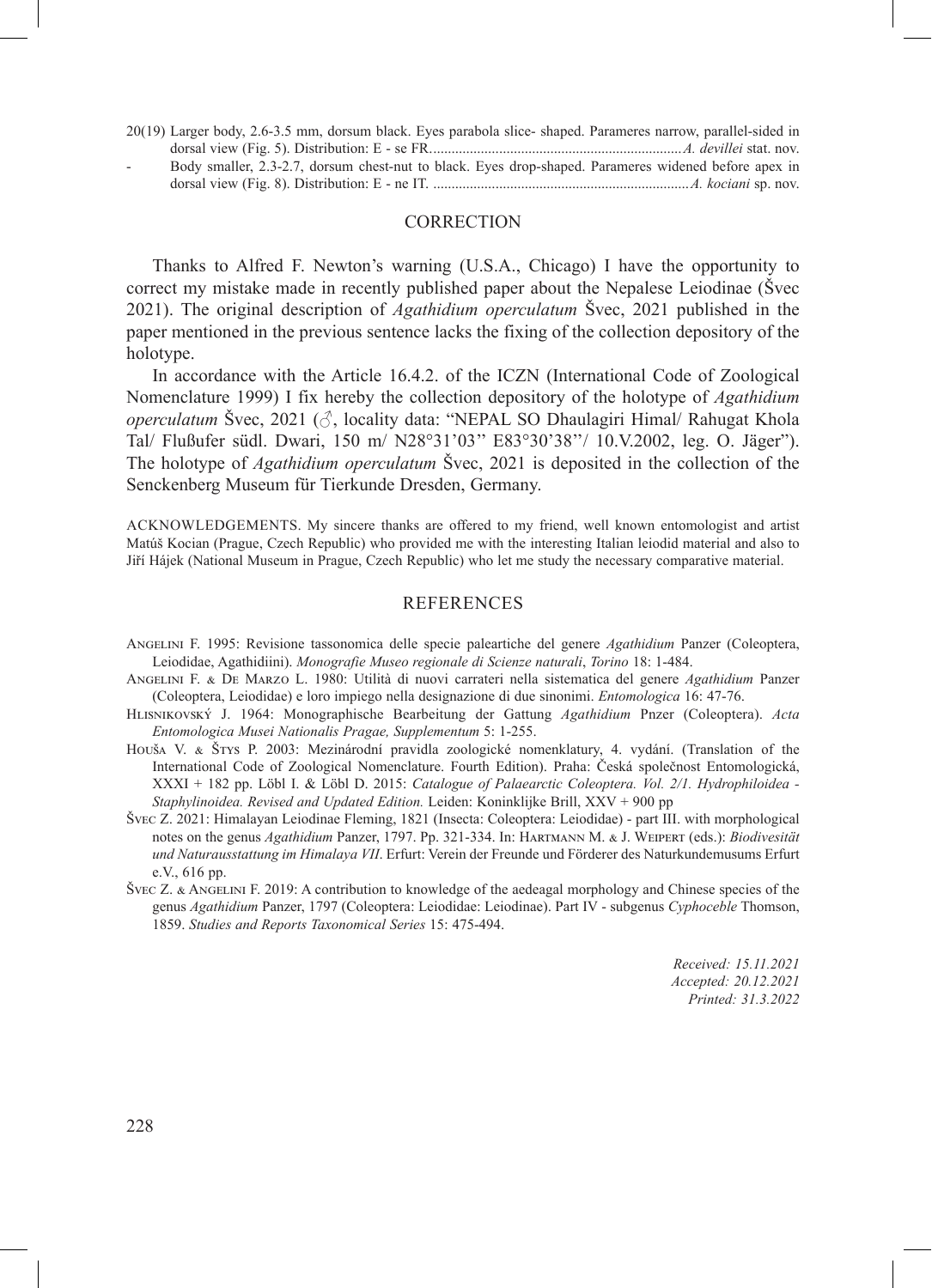20(19) Larger body, 2.6-3.5 mm, dorsum black. Eyes parabola slice- shaped. Parameres narrow, parallel-sided in dorsal view (Fig. 5). Distribution: E - se FR....................................................................*A. devillei* stat. nov.

\- Body smaller, 2.3-2.7, dorsum chest-nut to black. Eyes drop-shaped. Parameres widened before apex in dorsal view (Fig. 8). Distribution: E - ne IT. ......................................................................*A. kociani* sp. nov.

## CORRECTION

Thanks to Alfred F. Newton's warning (U.S.A., Chicago) I have the opportunity to correct my mistake made in recently published paper about the Nepalese Leiodinae (Švec 2021). The original description of *Agathidium operculatum* Švec, 2021 published in the paper mentioned in the previous sentence lacks the fixing of the collection depository of the holotype.

In accordance with the Article 16.4.2. of the ICZN (International Code of Zoological Nomenclature 1999) I fix hereby the collection depository of the holotype of *Agathidium operculatum* Švec, 2021 (♂, locality data: "NEPAL SO Dhaulagiri Himal/ Rahugat Khola Tal/ Flußufer südl. Dwari, 150 m/ N28°31'03'' E83°30'38''/ 10.V.2002, leg. O. Jäger"). The holotype of *Agathidium operculatum* Švec, 2021 is deposited in the collection of the Senckenberg Museum für Tierkunde Dresden, Germany.

ACKNOWLEDGEMENTS. My sincere thanks are offered to my friend, well known entomologist and artist Matúš Kocian (Prague, Czech Republic) who provided me with the interesting Italian leiodid material and also to Jiří Hájek (National Museum in Prague, Czech Republic) who let me study the necessary comparative material.

## REFERENCES

Angelini F. 1995: Revisione tassonomica delle specie paleartiche del genere *Agathidium* Panzer (Coleoptera, Leiodidae, Agathidiini). *Monografie Museo regionale di Scienze naturali*, *Torino* 18: 1-484.

Angelini F. & De Marzo L. 1980: Utilità di nuovi carrateri nella sistematica del genere *Agathidium* Panzer (Coleoptera, Leiodidae) e loro impiego nella designazione di due sinonimi. *Entomologica* 16: 47-76.

Hlisnikovský J. 1964: Monographische Bearbeitung der Gattung *Agathidium* Pnzer (Coleoptera). *Acta Entomologica Musei Nationalis Pragae, Supplementum* 5: 1-255.

Houša V. & Štys P. 2003: Mezinárodní pravidla zoologické nomenklatury, 4. vydání. (Translation of the International Code of Zoological Nomenclature. Fourth Edition). Praha: Česká společnost Entomologická, XXXI + 182 pp. Löbl I. & Löbl D. 2015: *Catalogue of Palaearctic Coleoptera. Vol. 2/1. Hydrophiloidea - Staphylinoidea. Revised and Updated Edition.* Leiden: Koninklijke Brill, XXV + 900 pp

Švec Z. 2021: Himalayan Leiodinae Fleming, 1821 (Insecta: Coleoptera: Leiodidae) - part III. with morphological notes on the genus *Agathidium* Panzer, 1797. Pp. 321-334. In: Hartmann M. & J. Weipert (eds.): *Biodivesität und Naturausstattung im Himalaya VII*. Erfurt: Verein der Freunde und Förderer des Naturkundemusums Erfurt e.V., 616 pp.

Švec Z. & Angelini F. 2019: A contribution to knowledge of the aedeagal morphology and Chinese species of the genus *Agathidium* Panzer, 1797 (Coleoptera: Leiodidae: Leiodinae). Part IV - subgenus *Cyphoceble* Thomson, 1859. *Studies and Reports Taxonomical Series* 15: 475-494.

*Received: 15.11.2021*
*Accepted: 20.12.2021*
*Printed: 31.3.2022*